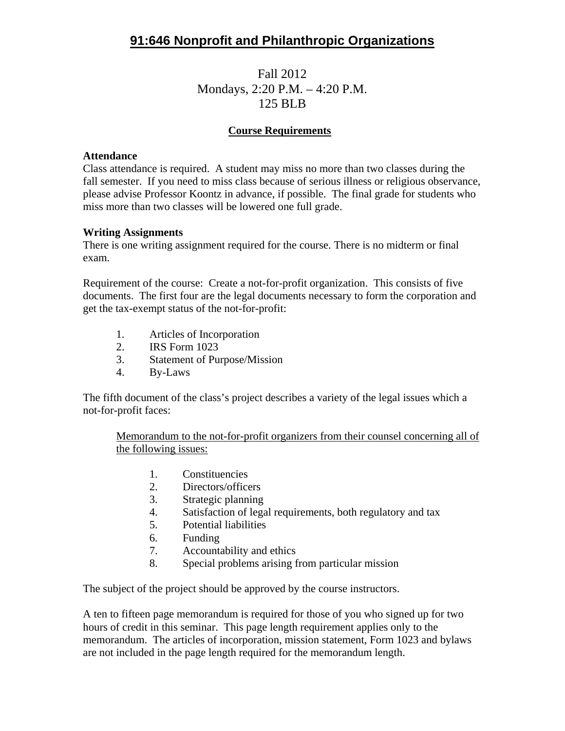# 91:646 Nonprofit and Philanthropic Organizations

Fall 2012
Mondays, 2:20 P.M. – 4:20 P.M.
125 BLB

## Course Requirements

**Attendance**
Class attendance is required. A student may miss no more than two classes during the fall semester. If you need to miss class because of serious illness or religious observance, please advise Professor Koontz in advance, if possible. The final grade for students who miss more than two classes will be lowered one full grade.

**Writing Assignments**
There is one writing assignment required for the course. There is no midterm or final exam.

Requirement of the course: Create a not-for-profit organization. This consists of five documents. The first four are the legal documents necessary to form the corporation and get the tax-exempt status of the not-for-profit:

1. Articles of Incorporation
2. IRS Form 1023
3. Statement of Purpose/Mission
4. By-Laws

The fifth document of the class's project describes a variety of the legal issues which a not-for-profit faces:

<u>Memorandum to the not-for-profit organizers from their counsel concerning all of the following issues:</u>

1. Constituencies
2. Directors/officers
3. Strategic planning
4. Satisfaction of legal requirements, both regulatory and tax
5. Potential liabilities
6. Funding
7. Accountability and ethics
8. Special problems arising from particular mission

The subject of the project should be approved by the course instructors.

A ten to fifteen page memorandum is required for those of you who signed up for two hours of credit in this seminar. This page length requirement applies only to the memorandum. The articles of incorporation, mission statement, Form 1023 and bylaws are not included in the page length required for the memorandum length.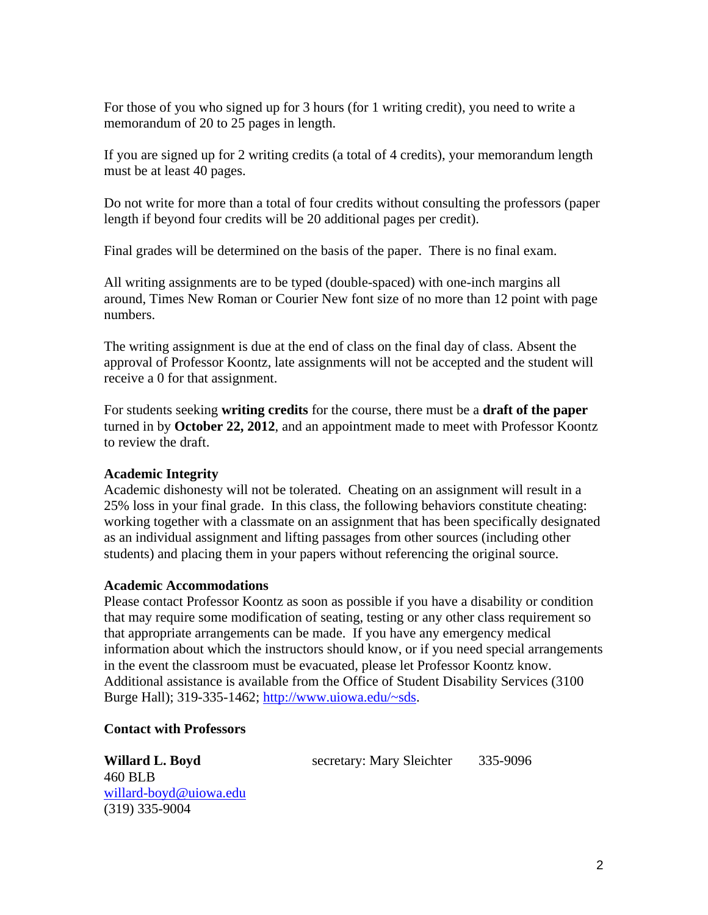For those of you who signed up for 3 hours (for 1 writing credit), you need to write a memorandum of 20 to 25 pages in length.

If you are signed up for 2 writing credits (a total of 4 credits), your memorandum length must be at least 40 pages.

Do not write for more than a total of four credits without consulting the professors (paper length if beyond four credits will be 20 additional pages per credit).

Final grades will be determined on the basis of the paper. There is no final exam.

All writing assignments are to be typed (double-spaced) with one-inch margins all around, Times New Roman or Courier New font size of no more than 12 point with page numbers.

The writing assignment is due at the end of class on the final day of class. Absent the approval of Professor Koontz, late assignments will not be accepted and the student will receive a 0 for that assignment.

For students seeking **writing credits** for the course, there must be a **draft of the paper** turned in by **October 22, 2012**, and an appointment made to meet with Professor Koontz to review the draft.

**Academic Integrity**

Academic dishonesty will not be tolerated. Cheating on an assignment will result in a 25% loss in your final grade. In this class, the following behaviors constitute cheating: working together with a classmate on an assignment that has been specifically designated as an individual assignment and lifting passages from other sources (including other students) and placing them in your papers without referencing the original source.

**Academic Accommodations**

Please contact Professor Koontz as soon as possible if you have a disability or condition that may require some modification of seating, testing or any other class requirement so that appropriate arrangements can be made. If you have any emergency medical information about which the instructors should know, or if you need special arrangements in the event the classroom must be evacuated, please let Professor Koontz know. Additional assistance is available from the Office of Student Disability Services (3100 Burge Hall); 319-335-1462; http://www.uiowa.edu/~sds.

**Contact with Professors**

**Willard L. Boyd** secretary: Mary Sleichter 335-9096
460 BLB
willard-boyd@uiowa.edu
(319) 335-9004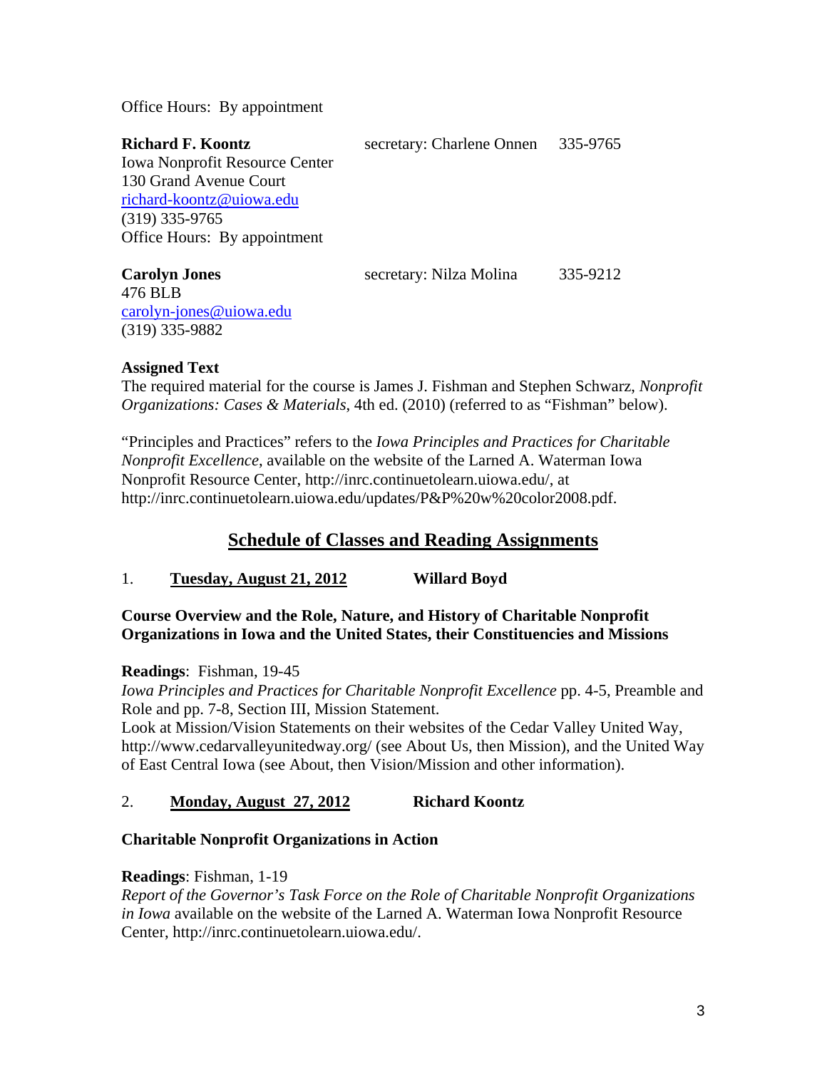Office Hours: By appointment

**Richard F. Koontz** secretary: Charlene Onnen 335-9765
Iowa Nonprofit Resource Center
130 Grand Avenue Court
richard-koontz@uiowa.edu
(319) 335-9765
Office Hours: By appointment

**Carolyn Jones** secretary: Nilza Molina 335-9212
476 BLB
carolyn-jones@uiowa.edu
(319) 335-9882

**Assigned Text**

The required material for the course is James J. Fishman and Stephen Schwarz, *Nonprofit Organizations: Cases & Materials*, 4th ed. (2010) (referred to as "Fishman" below).

"Principles and Practices" refers to the *Iowa Principles and Practices for Charitable Nonprofit Excellence*, available on the website of the Larned A. Waterman Iowa Nonprofit Resource Center, http://inrc.continuetolearn.uiowa.edu/, at http://inrc.continuetolearn.uiowa.edu/updates/P&P%20w%20color2008.pdf.

## Schedule of Classes and Reading Assignments

1. **Tuesday, August 21, 2012** **Willard Boyd**

**Course Overview and the Role, Nature, and History of Charitable Nonprofit Organizations in Iowa and the United States, their Constituencies and Missions**

**Readings**: Fishman, 19-45
*Iowa Principles and Practices for Charitable Nonprofit Excellence* pp. 4-5, Preamble and Role and pp. 7-8, Section III, Mission Statement.
Look at Mission/Vision Statements on their websites of the Cedar Valley United Way, http://www.cedarvalleyunitedway.org/ (see About Us, then Mission), and the United Way of East Central Iowa (see About, then Vision/Mission and other information).

2. **Monday, August 27, 2012** **Richard Koontz**

**Charitable Nonprofit Organizations in Action**

**Readings**: Fishman, 1-19
*Report of the Governor's Task Force on the Role of Charitable Nonprofit Organizations in Iowa* available on the website of the Larned A. Waterman Iowa Nonprofit Resource Center, http://inrc.continuetolearn.uiowa.edu/.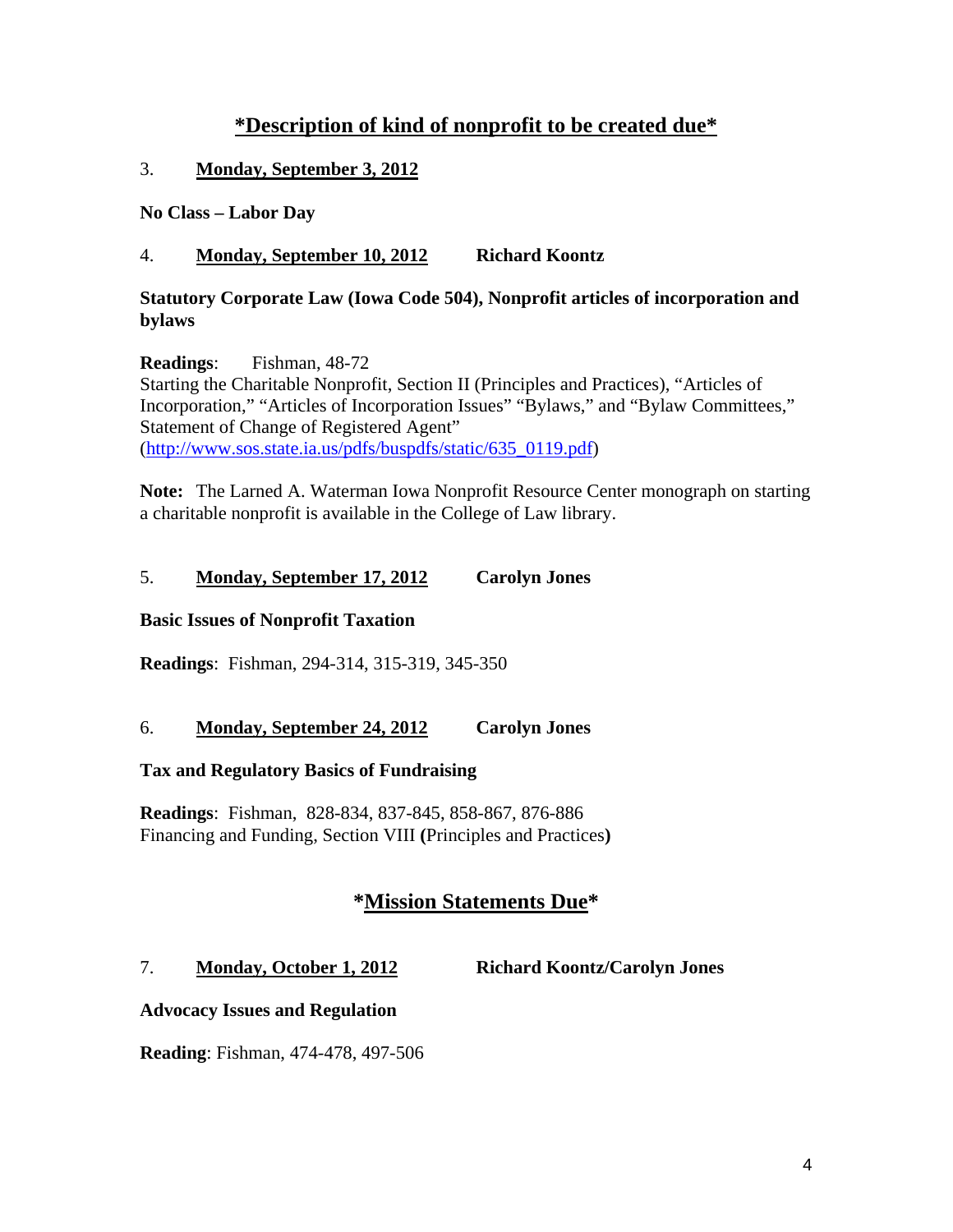## **\*Description of kind of nonprofit to be created due\***

3. **Monday, September 3, 2012**

**No Class – Labor Day**

4. **Monday, September 10, 2012** **Richard Koontz**

**Statutory Corporate Law (Iowa Code 504), Nonprofit articles of incorporation and bylaws**

**Readings**: Fishman, 48-72
Starting the Charitable Nonprofit, Section II (Principles and Practices), "Articles of Incorporation," "Articles of Incorporation Issues" "Bylaws," and "Bylaw Committees," Statement of Change of Registered Agent" (http://www.sos.state.ia.us/pdfs/buspdfs/static/635_0119.pdf)

**Note:** The Larned A. Waterman Iowa Nonprofit Resource Center monograph on starting a charitable nonprofit is available in the College of Law library.

5. **Monday, September 17, 2012** **Carolyn Jones**

**Basic Issues of Nonprofit Taxation**

**Readings**: Fishman, 294-314, 315-319, 345-350

6. **Monday, September 24, 2012** **Carolyn Jones**

**Tax and Regulatory Basics of Fundraising**

**Readings**: Fishman, 828-834, 837-845, 858-867, 876-886
Financing and Funding, Section VIII **(**Principles and Practices**)**

## **\*Mission Statements Due\***

7. **Monday, October 1, 2012** **Richard Koontz/Carolyn Jones**

**Advocacy Issues and Regulation**

**Reading**: Fishman, 474-478, 497-506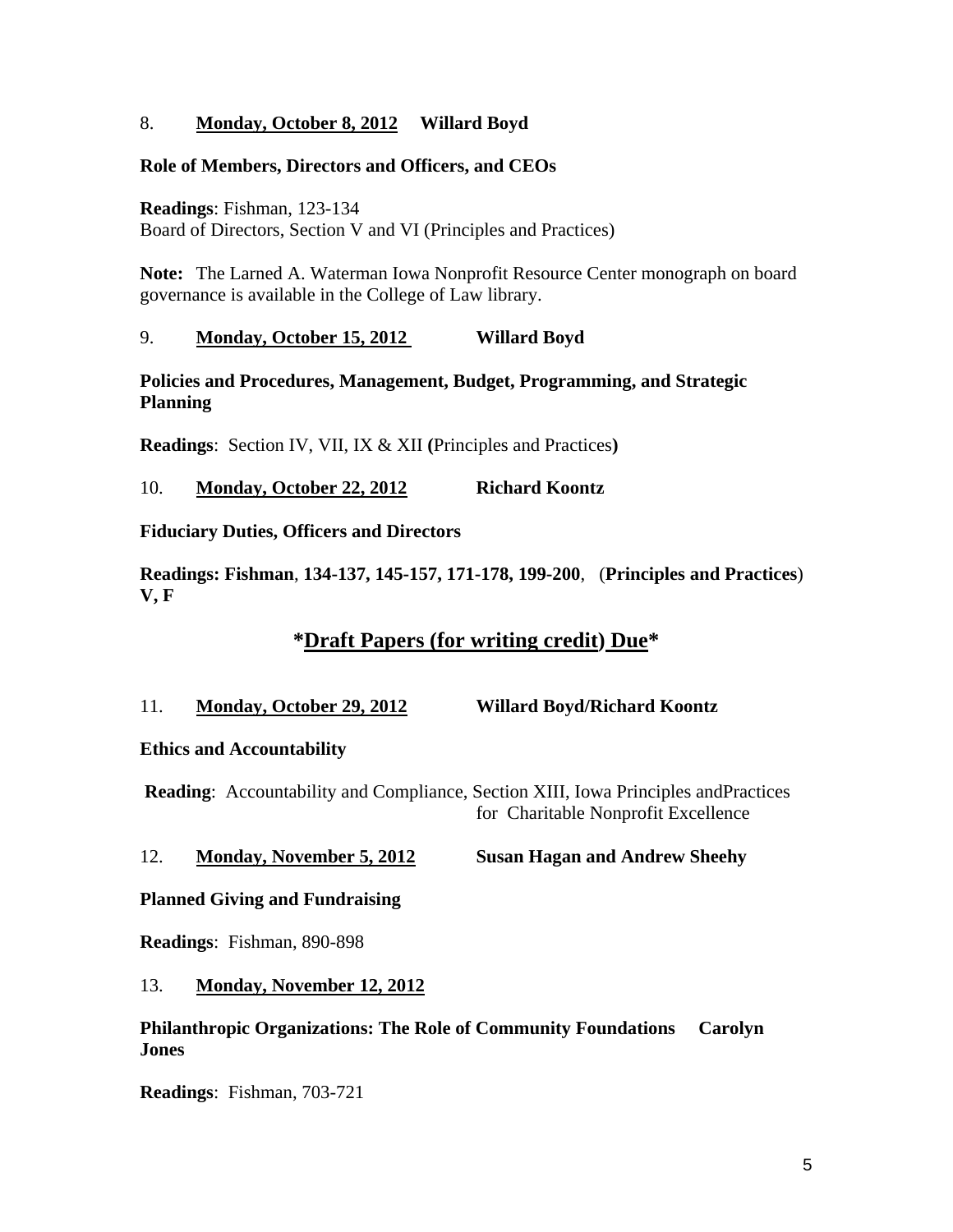8. **Monday, October 8, 2012** **Willard Boyd**

**Role of Members, Directors and Officers, and CEOs**

**Readings**: Fishman, 123-134
Board of Directors, Section V and VI (Principles and Practices)

**Note:** The Larned A. Waterman Iowa Nonprofit Resource Center monograph on board governance is available in the College of Law library.

9. **Monday, October 15, 2012** **Willard Boyd**

**Policies and Procedures, Management, Budget, Programming, and Strategic Planning**

**Readings**: Section IV, VII, IX & XII **(**Principles and Practices**)**

10. **Monday, October 22, 2012** **Richard Koontz**

**Fiduciary Duties, Officers and Directors**

**Readings: Fishman**, **134-137, 145-157, 171-178, 199-200**, (**Principles and Practices**) **V, F**

## ***Draft Papers (for writing credit) Due***

11. **Monday, October 29, 2012** **Willard Boyd/Richard Koontz**

**Ethics and Accountability**

**Reading**: Accountability and Compliance, Section XIII, Iowa Principles andPractices for Charitable Nonprofit Excellence

12. **Monday, November 5, 2012** **Susan Hagan and Andrew Sheehy**

**Planned Giving and Fundraising**

**Readings**: Fishman, 890-898

13. **Monday, November 12, 2012**

**Philanthropic Organizations: The Role of Community Foundations** **Carolyn Jones**

**Readings**: Fishman, 703-721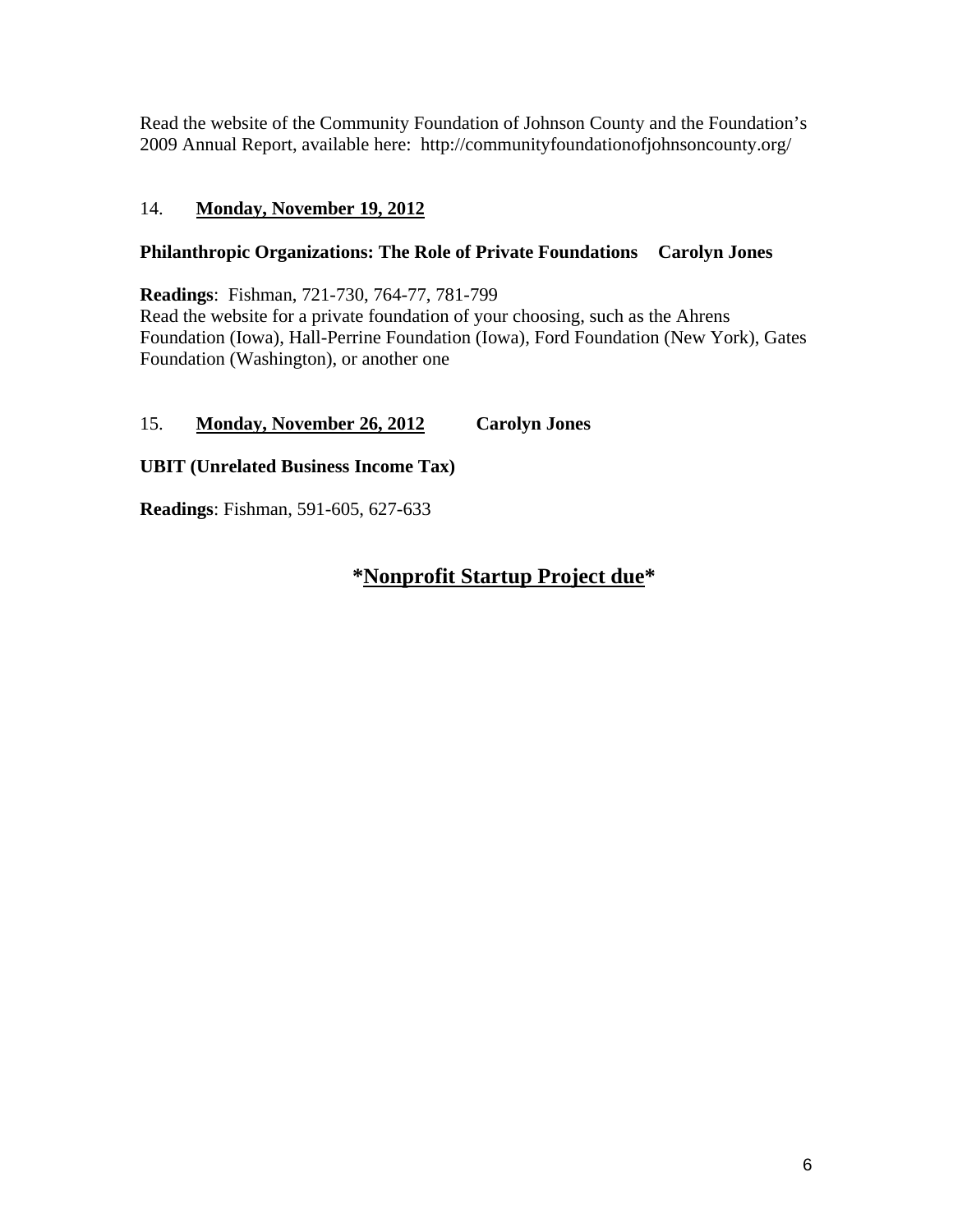Read the website of the Community Foundation of Johnson County and the Foundation's 2009 Annual Report, available here: http://communityfoundationofjohnsoncounty.org/

14. **Monday, November 19, 2012**

**Philanthropic Organizations: The Role of Private Foundations Carolyn Jones**

**Readings**: Fishman, 721-730, 764-77, 781-799
Read the website for a private foundation of your choosing, such as the Ahrens Foundation (Iowa), Hall-Perrine Foundation (Iowa), Ford Foundation (New York), Gates Foundation (Washington), or another one

15. **Monday, November 26, 2012** **Carolyn Jones**

**UBIT (Unrelated Business Income Tax)**

**Readings**: Fishman, 591-605, 627-633

## **\*Nonprofit Startup Project due\***